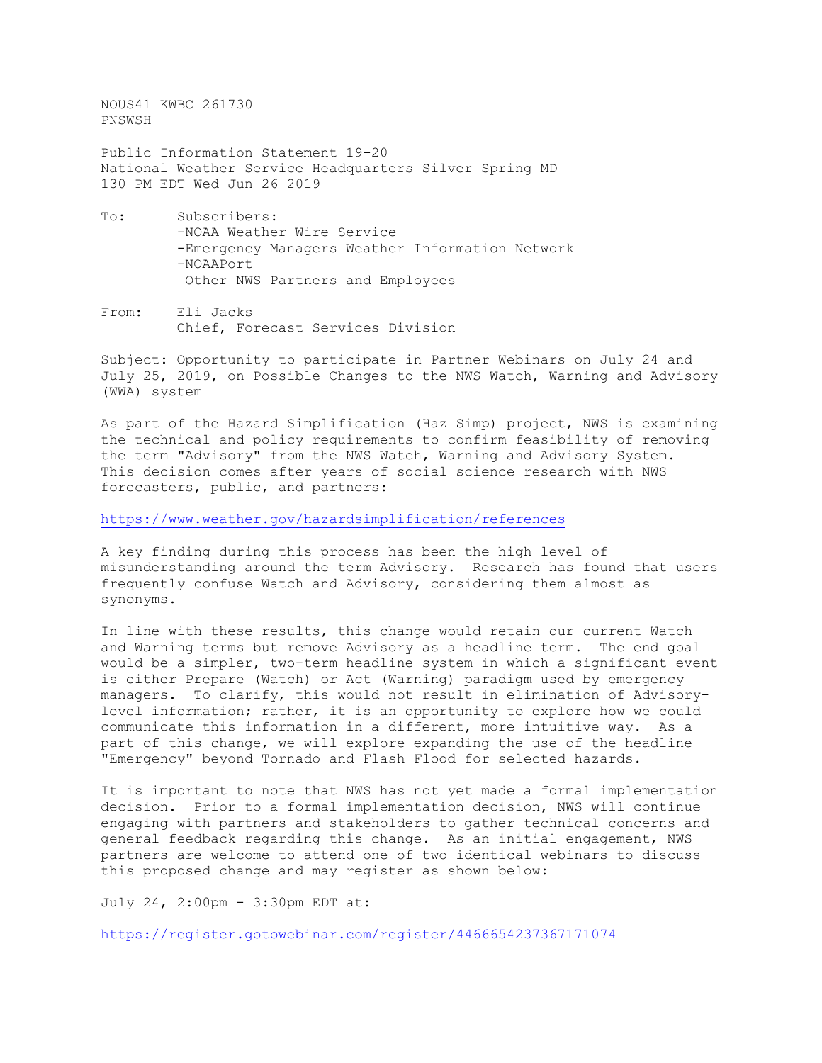NOUS41 KWBC 261730
PNSWSH

Public Information Statement 19-20
National Weather Service Headquarters Silver Spring MD
130 PM EDT Wed Jun 26 2019

To: Subscribers:
-NOAA Weather Wire Service
-Emergency Managers Weather Information Network
-NOAAPort
Other NWS Partners and Employees

From: Eli Jacks
Chief, Forecast Services Division

Subject: Opportunity to participate in Partner Webinars on July 24 and July 25, 2019, on Possible Changes to the NWS Watch, Warning and Advisory (WWA) system

As part of the Hazard Simplification (Haz Simp) project, NWS is examining the technical and policy requirements to confirm feasibility of removing the term "Advisory" from the NWS Watch, Warning and Advisory System. This decision comes after years of social science research with NWS forecasters, public, and partners:

https://www.weather.gov/hazardsimplification/references

A key finding during this process has been the high level of misunderstanding around the term Advisory. Research has found that users frequently confuse Watch and Advisory, considering them almost as synonyms.

In line with these results, this change would retain our current Watch and Warning terms but remove Advisory as a headline term. The end goal would be a simpler, two-term headline system in which a significant event is either Prepare (Watch) or Act (Warning) paradigm used by emergency managers. To clarify, this would not result in elimination of Advisory-level information; rather, it is an opportunity to explore how we could communicate this information in a different, more intuitive way. As a part of this change, we will explore expanding the use of the headline "Emergency" beyond Tornado and Flash Flood for selected hazards.

It is important to note that NWS has not yet made a formal implementation decision. Prior to a formal implementation decision, NWS will continue engaging with partners and stakeholders to gather technical concerns and general feedback regarding this change. As an initial engagement, NWS partners are welcome to attend one of two identical webinars to discuss this proposed change and may register as shown below:

July 24, 2:00pm - 3:30pm EDT at:

https://register.gotowebinar.com/register/4466654237367171074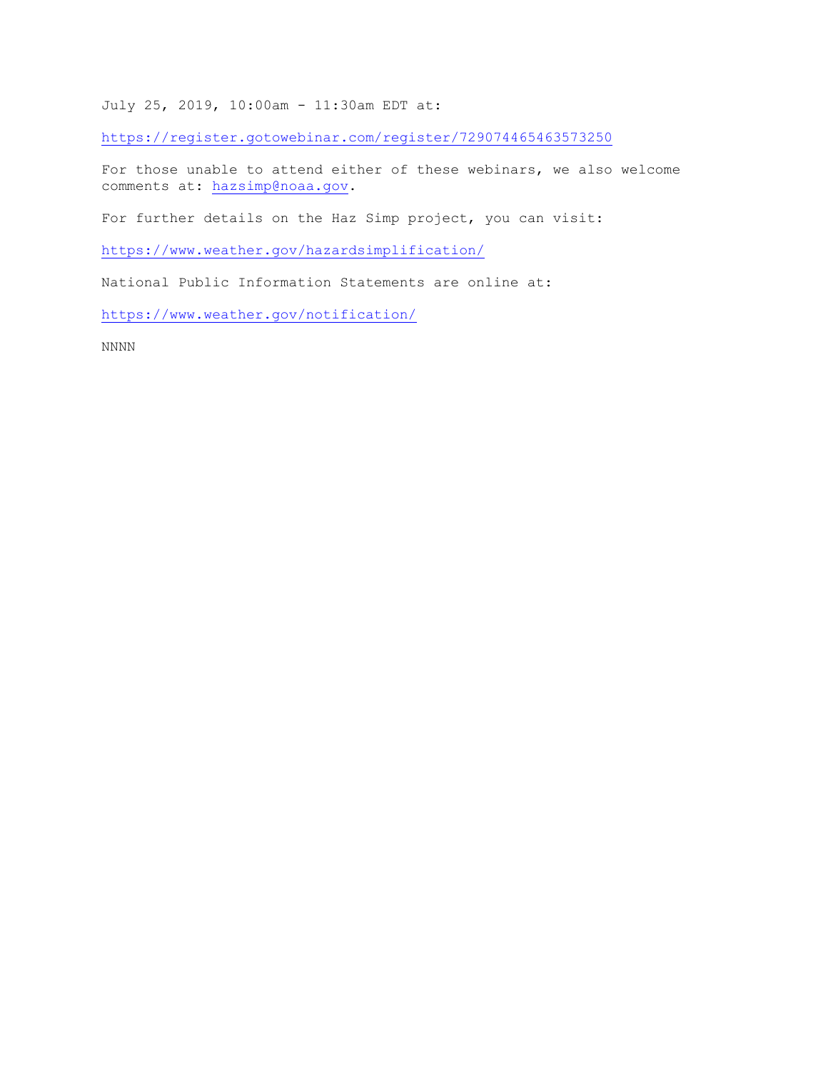July 25, 2019, 10:00am - 11:30am EDT at:

https://register.gotowebinar.com/register/729074465463573250

For those unable to attend either of these webinars, we also welcome comments at: hazsimp@noaa.gov.

For further details on the Haz Simp project, you can visit:

https://www.weather.gov/hazardsimplification/

National Public Information Statements are online at:

https://www.weather.gov/notification/

NNNN